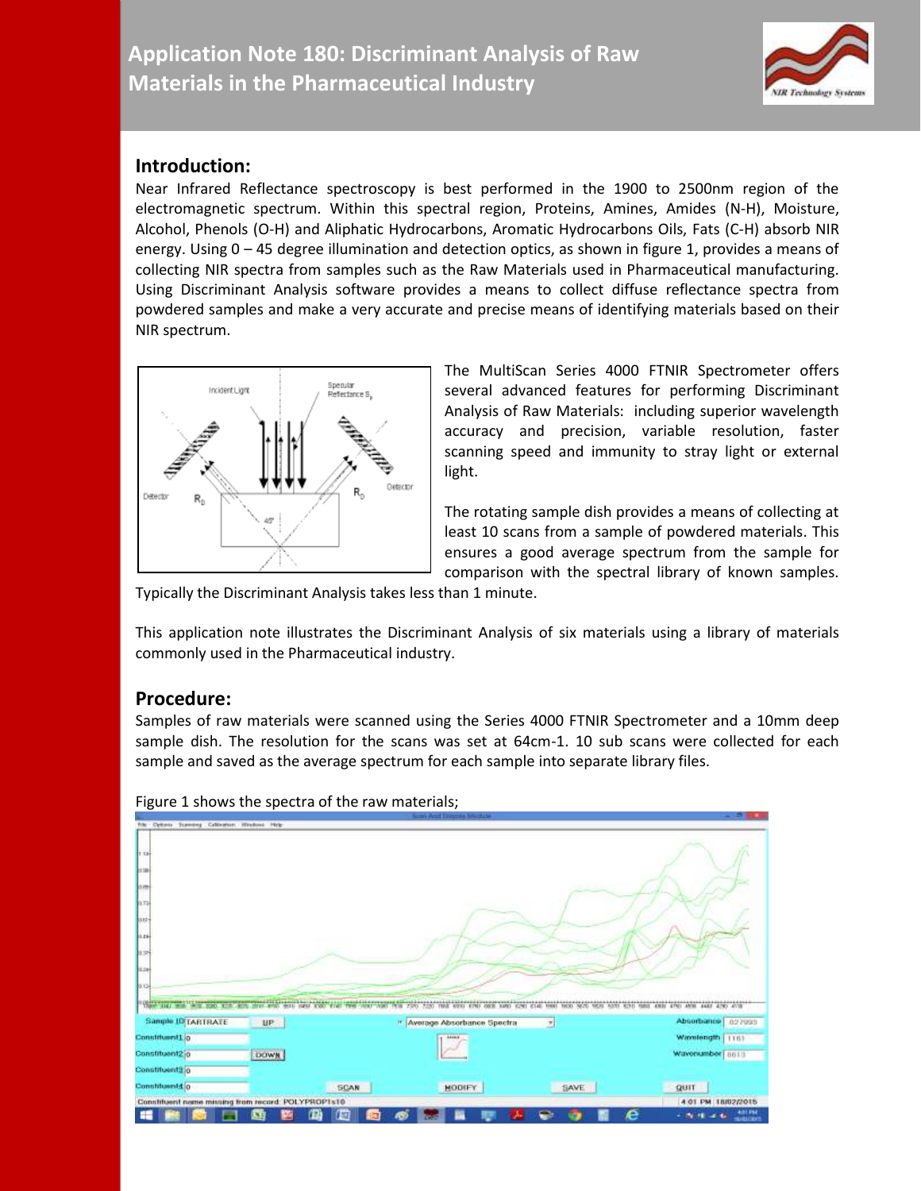# Application Note 180: Discriminant Analysis of Raw Materials in the Pharmaceutical Industry

## Introduction:

Near Infrared Reflectance spectroscopy is best performed in the 1900 to 2500nm region of the electromagnetic spectrum. Within this spectral region, Proteins, Amines, Amides (N-H), Moisture, Alcohol, Phenols (O-H) and Aliphatic Hydrocarbons, Aromatic Hydrocarbons Oils, Fats (C-H) absorb NIR energy. Using 0 – 45 degree illumination and detection optics, as shown in figure 1, provides a means of collecting NIR spectra from samples such as the Raw Materials used in Pharmaceutical manufacturing. Using Discriminant Analysis software provides a means to collect diffuse reflectance spectra from powdered samples and make a very accurate and precise means of identifying materials based on their NIR spectrum.

The MultiScan Series 4000 FTNIR Spectrometer offers several advanced features for performing Discriminant Analysis of Raw Materials: including superior wavelength accuracy and precision, variable resolution, faster scanning speed and immunity to stray light or external light.

The rotating sample dish provides a means of collecting at least 10 scans from a sample of powdered materials. This ensures a good average spectrum from the sample for comparison with the spectral library of known samples. Typically the Discriminant Analysis takes less than 1 minute.

This application note illustrates the Discriminant Analysis of six materials using a library of materials commonly used in the Pharmaceutical industry.

## Procedure:

Samples of raw materials were scanned using the Series 4000 FTNIR Spectrometer and a 10mm deep sample dish. The resolution for the scans was set at 64cm-1. 10 sub scans were collected for each sample and saved as the average spectrum for each sample into separate library files.

Figure 1 shows the spectra of the raw materials;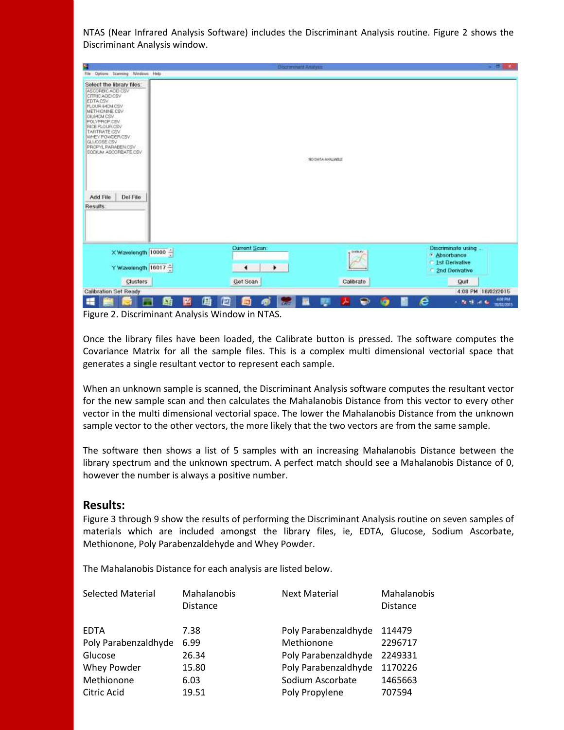NTAS (Near Infrared Analysis Software) includes the Discriminant Analysis routine. Figure 2 shows the Discriminant Analysis window.

Figure 2. Discriminant Analysis Window in NTAS.

Once the library files have been loaded, the Calibrate button is pressed. The software computes the Covariance Matrix for all the sample files. This is a complex multi dimensional vectorial space that generates a single resultant vector to represent each sample.

When an unknown sample is scanned, the Discriminant Analysis software computes the resultant vector for the new sample scan and then calculates the Mahalanobis Distance from this vector to every other vector in the multi dimensional vectorial space. The lower the Mahalanobis Distance from the unknown sample vector to the other vectors, the more likely that the two vectors are from the same sample.

The software then shows a list of 5 samples with an increasing Mahalanobis Distance between the library spectrum and the unknown spectrum. A perfect match should see a Mahalanobis Distance of 0, however the number is always a positive number.

## Results:

Figure 3 through 9 show the results of performing the Discriminant Analysis routine on seven samples of materials which are included amongst the library files, ie, EDTA, Glucose, Sodium Ascorbate, Methiononе, Poly Parabenzaldehyde and Whey Powder.

The Mahalanobis Distance for each analysis are listed below.

| Selected Material | Mahalanobis Distance | Next Material | Mahalanobis Distance |
|---|---|---|---|
| EDTA | 7.38 | Poly Parabenzaldhyde | 114479 |
| Poly Parabenzaldhyde | 6.99 | Methionone | 2296717 |
| Glucose | 26.34 | Poly Parabenzaldhyde | 2249331 |
| Whey Powder | 15.80 | Poly Parabenzaldhyde | 1170226 |
| Methionone | 6.03 | Sodium Ascorbate | 1465663 |
| Citric Acid | 19.51 | Poly Propylene | 707594 |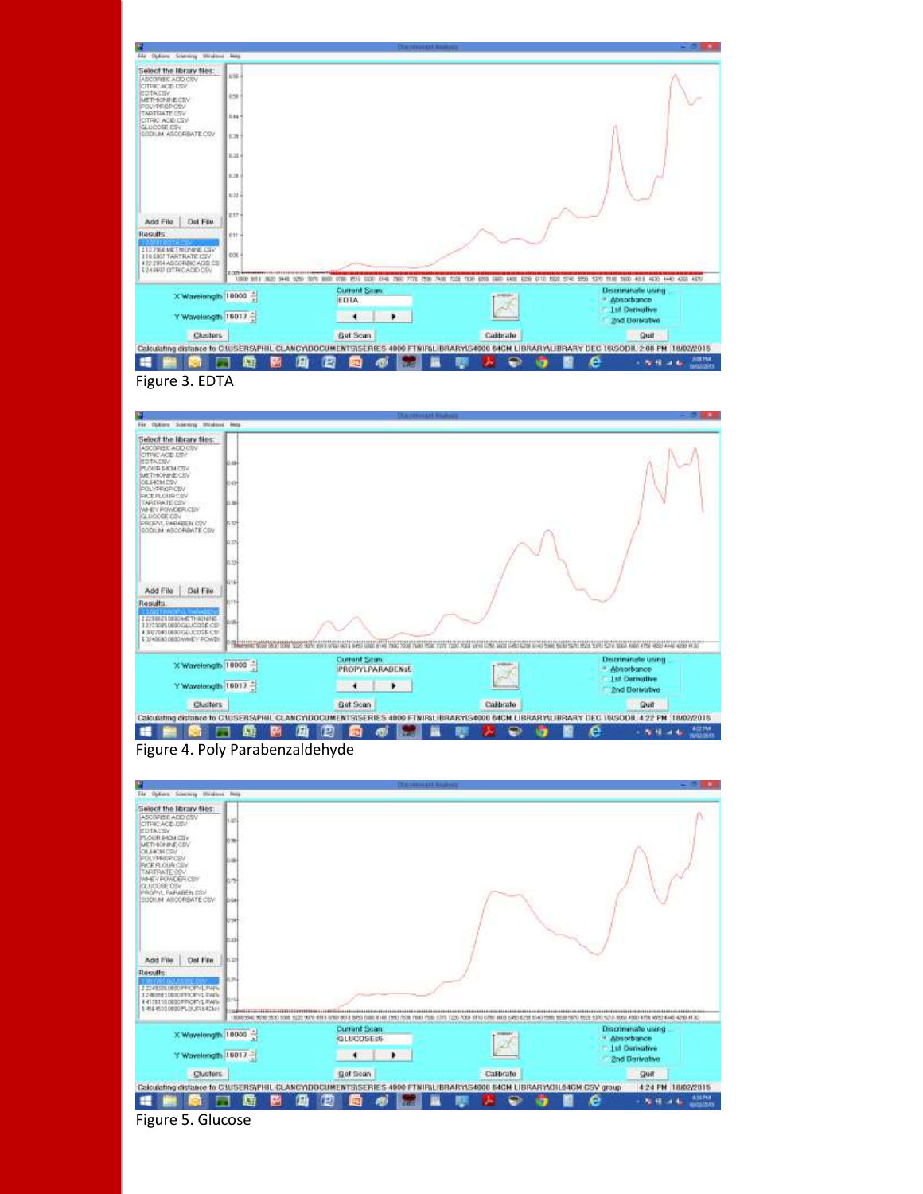Figure 3. EDTA

Figure 4. Poly Parabenzaldehyde

Figure 5. Glucose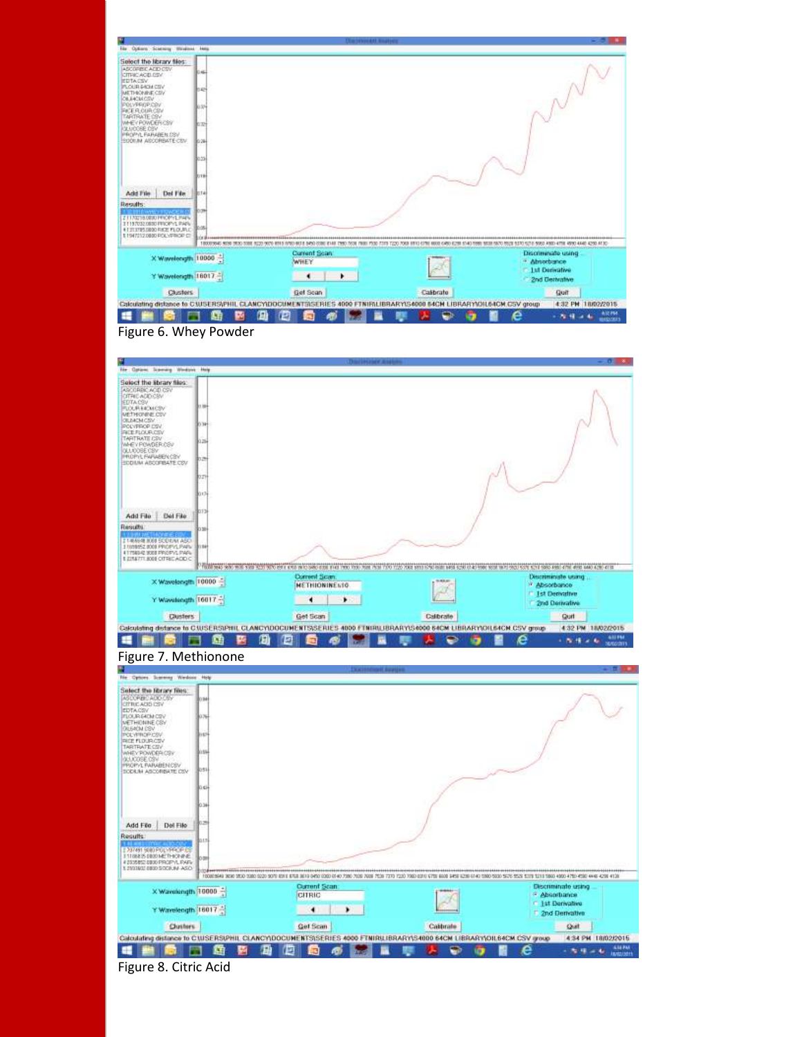Figure 6. Whey Powder

Figure 7. Methionone

Figure 8. Citric Acid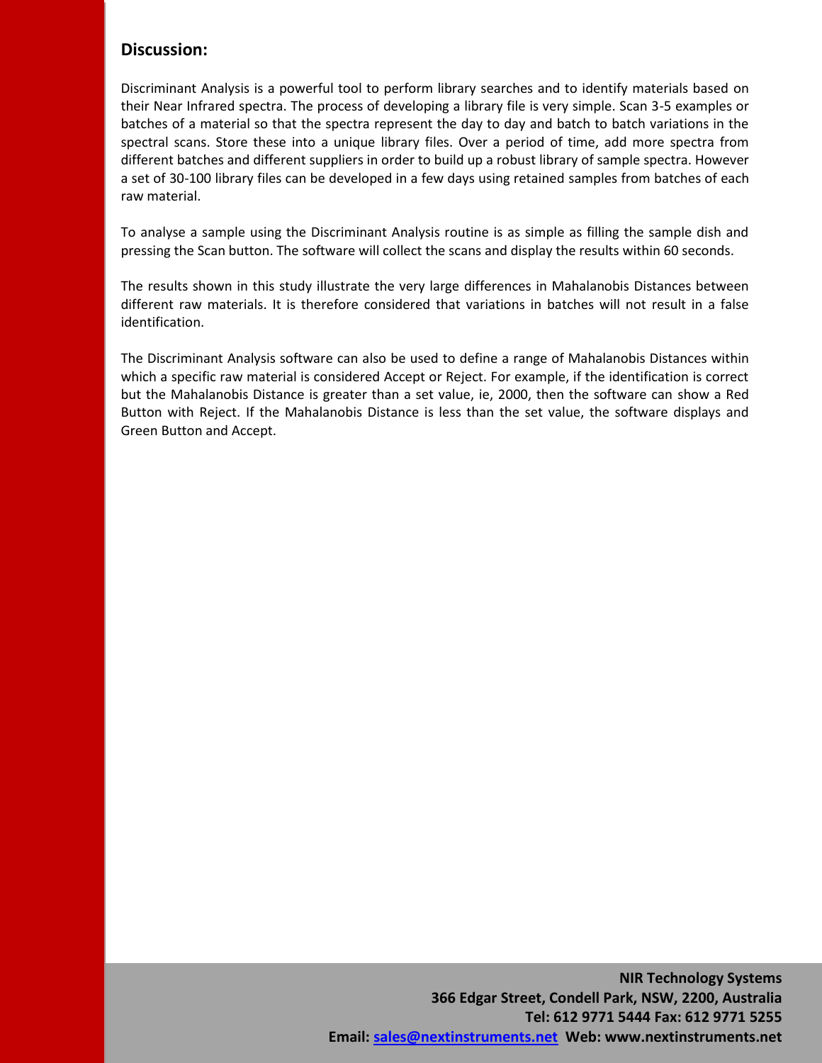## Discussion:

Discriminant Analysis is a powerful tool to perform library searches and to identify materials based on their Near Infrared spectra. The process of developing a library file is very simple. Scan 3-5 examples or batches of a material so that the spectra represent the day to day and batch to batch variations in the spectral scans. Store these into a unique library files. Over a period of time, add more spectra from different batches and different suppliers in order to build up a robust library of sample spectra. However a set of 30-100 library files can be developed in a few days using retained samples from batches of each raw material.

To analyse a sample using the Discriminant Analysis routine is as simple as filling the sample dish and pressing the Scan button. The software will collect the scans and display the results within 60 seconds.

The results shown in this study illustrate the very large differences in Mahalanobis Distances between different raw materials. It is therefore considered that variations in batches will not result in a false identification.

The Discriminant Analysis software can also be used to define a range of Mahalanobis Distances within which a specific raw material is considered Accept or Reject. For example, if the identification is correct but the Mahalanobis Distance is greater than a set value, ie, 2000, then the software can show a Red Button with Reject. If the Mahalanobis Distance is less than the set value, the software displays and Green Button and Accept.

**NIR Technology Systems**
**366 Edgar Street, Condell Park, NSW, 2200, Australia**
**Tel: 612 9771 5444 Fax: 612 9771 5255**
**Email: sales@nextinstruments.net Web: www.nextinstruments.net**